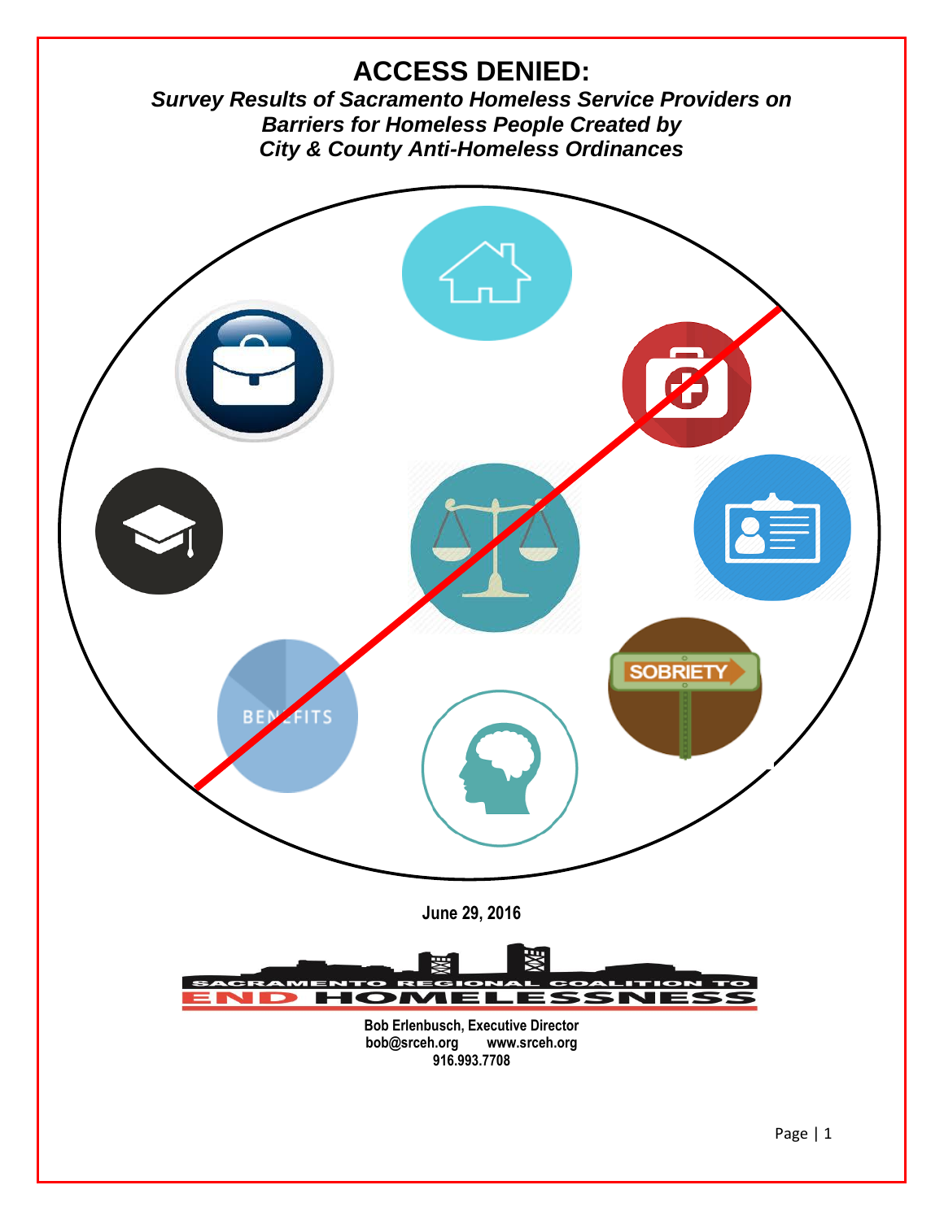# ACCESS DENIED:

***Survey Results of Sacramento Homeless Service Providers on Barriers for Homeless People Created by City & County Anti-Homeless Ordinances***

**June 29, 2016**

SACRAMENTO REGIONAL COALITION TO END HOMELESSNESS

**Bob Erlenbusch, Executive Director**
**bob@srceh.org www.srceh.org**
**916.993.7708**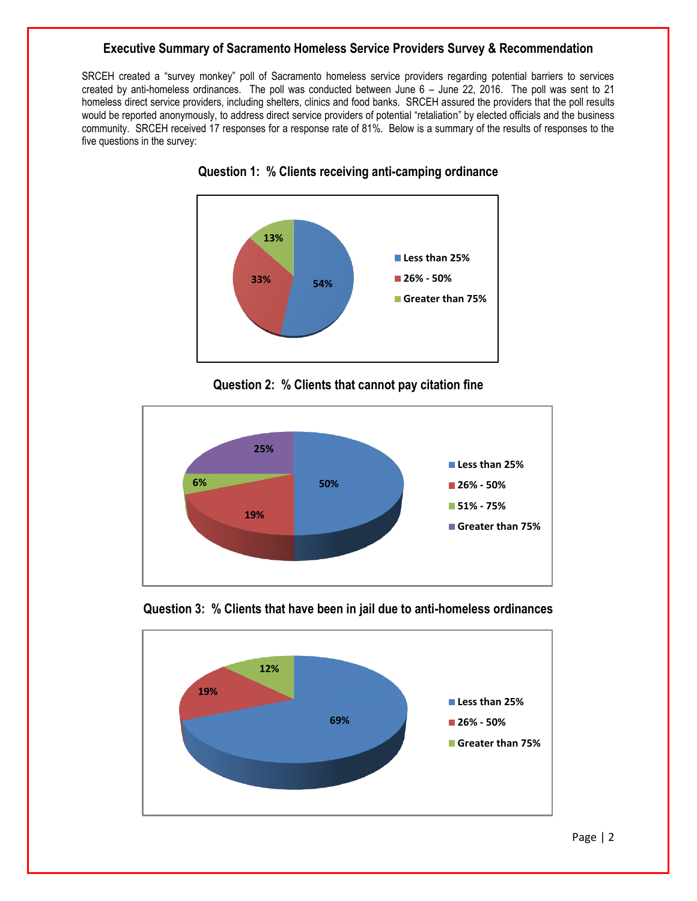## Executive Summary of Sacramento Homeless Service Providers Survey & Recommendation

SRCEH created a "survey monkey" poll of Sacramento homeless service providers regarding potential barriers to services created by anti-homeless ordinances. The poll was conducted between June 6 – June 22, 2016. The poll was sent to 21 homeless direct service providers, including shelters, clinics and food banks. SRCEH assured the providers that the poll results would be reported anonymously, to address direct service providers of potential "retaliation" by elected officials and the business community. SRCEH received 17 responses for a response rate of 81%. Below is a summary of the results of responses to the five questions in the survey:

### Question 1: % Clients receiving anti-camping ordinance

| Response | % |
|---|---|
| Less than 25% | 54% |
| 26% - 50% | 33% |
| Greater than 75% | 13% |

### Question 2: % Clients that cannot pay citation fine

| Response | % |
|---|---|
| Less than 25% | 50% |
| 26% - 50% | 19% |
| 51% - 75% | 6% |
| Greater than 75% | 25% |

### Question 3: % Clients that have been in jail due to anti-homeless ordinances

| Response | % |
|---|---|
| Less than 25% | 69% |
| 26% - 50% | 19% |
| Greater than 75% | 12% |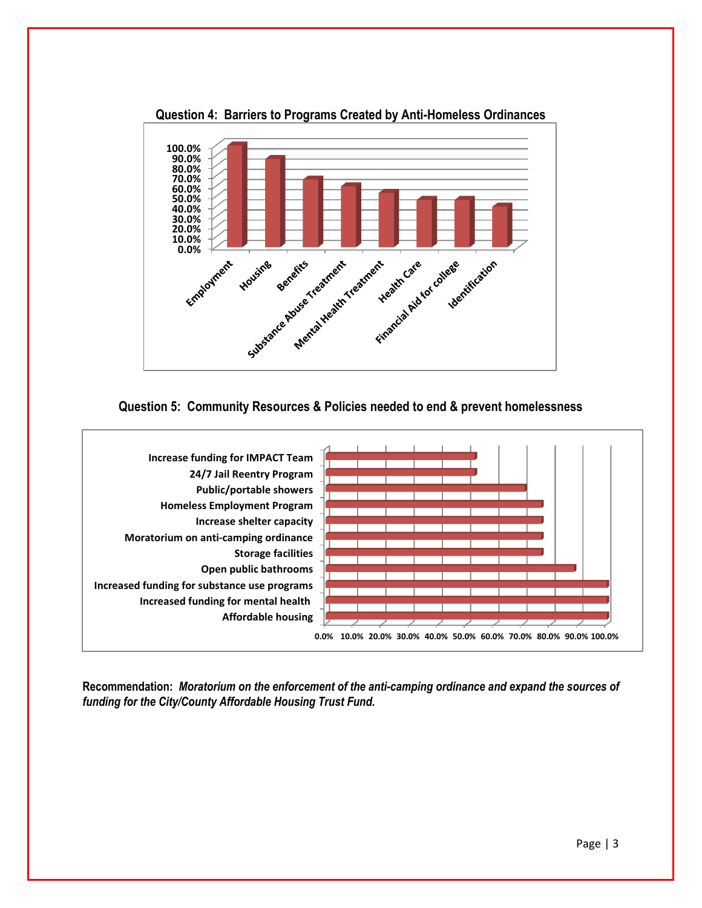**Question 4: Barriers to Programs Created by Anti-Homeless Ordinances**

**Question 5: Community Resources & Policies needed to end & prevent homelessness**

**Recommendation:** ***Moratorium on the enforcement of the anti-camping ordinance and expand the sources of funding for the City/County Affordable Housing Trust Fund.***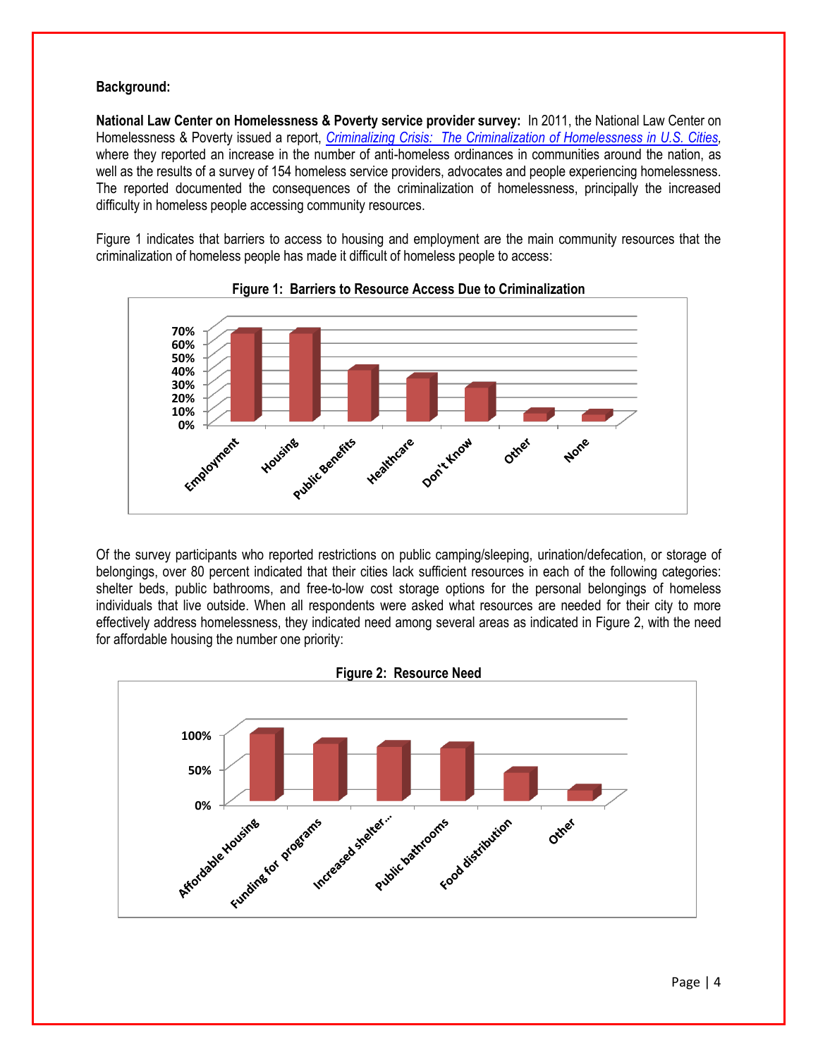**Background:**

**National Law Center on Homelessness & Poverty service provider survey:** In 2011, the National Law Center on Homelessness & Poverty issued a report, *Criminalizing Crisis: The Criminalization of Homelessness in U.S. Cities*, where they reported an increase in the number of anti-homeless ordinances in communities around the nation, as well as the results of a survey of 154 homeless service providers, advocates and people experiencing homelessness. The reported documented the consequences of the criminalization of homelessness, principally the increased difficulty in homeless people accessing community resources.

Figure 1 indicates that barriers to access to housing and employment are the main community resources that the criminalization of homeless people has made it difficult of homeless people to access:

**Figure 1: Barriers to Resource Access Due to Criminalization**

Of the survey participants who reported restrictions on public camping/sleeping, urination/defecation, or storage of belongings, over 80 percent indicated that their cities lack sufficient resources in each of the following categories: shelter beds, public bathrooms, and free-to-low cost storage options for the personal belongings of homeless individuals that live outside. When all respondents were asked what resources are needed for their city to more effectively address homelessness, they indicated need among several areas as indicated in Figure 2, with the need for affordable housing the number one priority:

**Figure 2: Resource Need**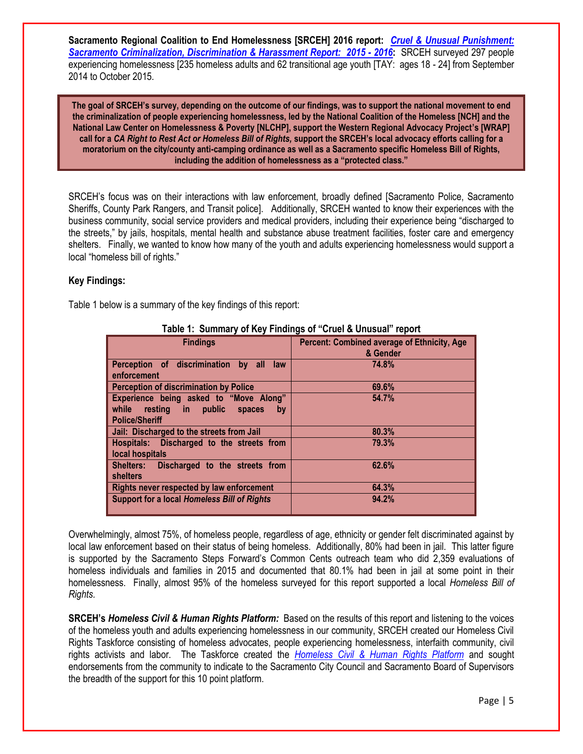**Sacramento Regional Coalition to End Homelessness [SRCEH] 2016 report:** ***Cruel & Unusual Punishment: Sacramento Criminalization, Discrimination & Harassment Report: 2015 - 2016*****:** SRCEH surveyed 297 people experiencing homelessness [235 homeless adults and 62 transitional age youth [TAY: ages 18 - 24] from September 2014 to October 2015.

**The goal of SRCEH's survey, depending on the outcome of our findings, was to support the national movement to end the criminalization of people experiencing homelessness, led by the National Coalition of the Homeless [NCH] and the National Law Center on Homelessness & Poverty [NLCHP], support the Western Regional Advocacy Project's [WRAP] call for a *CA Right to Rest Act or Homeless Bill of Rights,* support the SRCEH's local advocacy efforts calling for a moratorium on the city/county anti-camping ordinance as well as a Sacramento specific Homeless Bill of Rights, including the addition of homelessness as a "protected class."**

SRCEH's focus was on their interactions with law enforcement, broadly defined [Sacramento Police, Sacramento Sheriffs, County Park Rangers, and Transit police]. Additionally, SRCEH wanted to know their experiences with the business community, social service providers and medical providers, including their experience being "discharged to the streets," by jails, hospitals, mental health and substance abuse treatment facilities, foster care and emergency shelters. Finally, we wanted to know how many of the youth and adults experiencing homelessness would support a local "homeless bill of rights."

**Key Findings:**

Table 1 below is a summary of the key findings of this report:

**Table 1: Summary of Key Findings of "Cruel & Unusual" report**

| Findings | Percent: Combined average of Ethnicity, Age & Gender |
|---|---|
| Perception of discrimination by all law enforcement | 74.8% |
| Perception of discrimination by Police | 69.6% |
| Experience being asked to "Move Along" while resting in public spaces by Police/Sheriff | 54.7% |
| Jail: Discharged to the streets from Jail | 80.3% |
| Hospitals: Discharged to the streets from local hospitals | 79.3% |
| Shelters: Discharged to the streets from shelters | 62.6% |
| Rights never respected by law enforcement | 64.3% |
| Support for a local *Homeless Bill of Rights* | 94.2% |

Overwhelmingly, almost 75%, of homeless people, regardless of age, ethnicity or gender felt discriminated against by local law enforcement based on their status of being homeless. Additionally, 80% had been in jail. This latter figure is supported by the Sacramento Steps Forward's Common Cents outreach team who did 2,359 evaluations of homeless individuals and families in 2015 and documented that 80.1% had been in jail at some point in their homelessness. Finally, almost 95% of the homeless surveyed for this report supported a local *Homeless Bill of Rights.*

**SRCEH's *Homeless Civil & Human Rights Platform:*** Based on the results of this report and listening to the voices of the homeless youth and adults experiencing homelessness in our community, SRCEH created our Homeless Civil Rights Taskforce consisting of homeless advocates, people experiencing homelessness, interfaith community, civil rights activists and labor. The Taskforce created the *Homeless Civil & Human Rights Platform* and sought endorsements from the community to indicate to the Sacramento City Council and Sacramento Board of Supervisors the breadth of the support for this 10 point platform.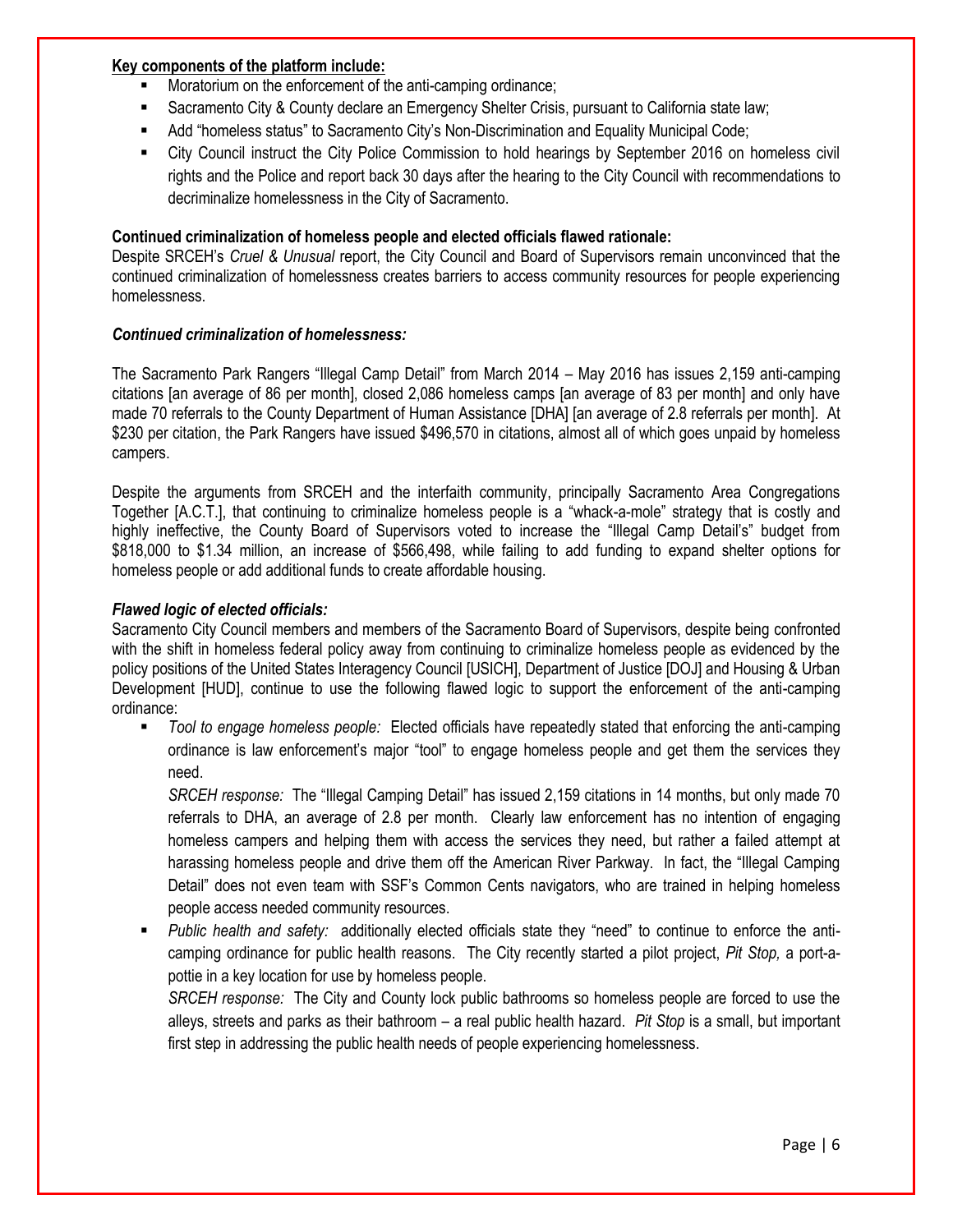**Key components of the platform include:**

- Moratorium on the enforcement of the anti-camping ordinance;
- Sacramento City & County declare an Emergency Shelter Crisis, pursuant to California state law;
- Add "homeless status" to Sacramento City's Non-Discrimination and Equality Municipal Code;
- City Council instruct the City Police Commission to hold hearings by September 2016 on homeless civil rights and the Police and report back 30 days after the hearing to the City Council with recommendations to decriminalize homelessness in the City of Sacramento.

**Continued criminalization of homeless people and elected officials flawed rationale:**

Despite SRCEH's *Cruel & Unusual* report, the City Council and Board of Supervisors remain unconvinced that the continued criminalization of homelessness creates barriers to access community resources for people experiencing homelessness.

***Continued criminalization of homelessness:***

The Sacramento Park Rangers "Illegal Camp Detail" from March 2014 – May 2016 has issues 2,159 anti-camping citations [an average of 86 per month], closed 2,086 homeless camps [an average of 83 per month] and only have made 70 referrals to the County Department of Human Assistance [DHA] [an average of 2.8 referrals per month]. At $230 per citation, the Park Rangers have issued $496,570 in citations, almost all of which goes unpaid by homeless campers.

Despite the arguments from SRCEH and the interfaith community, principally Sacramento Area Congregations Together [A.C.T.], that continuing to criminalize homeless people is a "whack-a-mole" strategy that is costly and highly ineffective, the County Board of Supervisors voted to increase the "Illegal Camp Detail's" budget from $818,000 to $1.34 million, an increase of $566,498, while failing to add funding to expand shelter options for homeless people or add additional funds to create affordable housing.

***Flawed logic of elected officials:***

Sacramento City Council members and members of the Sacramento Board of Supervisors, despite being confronted with the shift in homeless federal policy away from continuing to criminalize homeless people as evidenced by the policy positions of the United States Interagency Council [USICH], Department of Justice [DOJ] and Housing & Urban Development [HUD], continue to use the following flawed logic to support the enforcement of the anti-camping ordinance:

- *Tool to engage homeless people:* Elected officials have repeatedly stated that enforcing the anti-camping ordinance is law enforcement's major "tool" to engage homeless people and get them the services they need.

  *SRCEH response:* The "Illegal Camping Detail" has issued 2,159 citations in 14 months, but only made 70 referrals to DHA, an average of 2.8 per month. Clearly law enforcement has no intention of engaging homeless campers and helping them with access the services they need, but rather a failed attempt at harassing homeless people and drive them off the American River Parkway. In fact, the "Illegal Camping Detail" does not even team with SSF's Common Cents navigators, who are trained in helping homeless people access needed community resources.

- *Public health and safety:* additionally elected officials state they "need" to continue to enforce the anti-camping ordinance for public health reasons. The City recently started a pilot project, *Pit Stop,* a port-a-pottie in a key location for use by homeless people.

  *SRCEH response:* The City and County lock public bathrooms so homeless people are forced to use the alleys, streets and parks as their bathroom – a real public health hazard. *Pit Stop* is a small, but important first step in addressing the public health needs of people experiencing homelessness.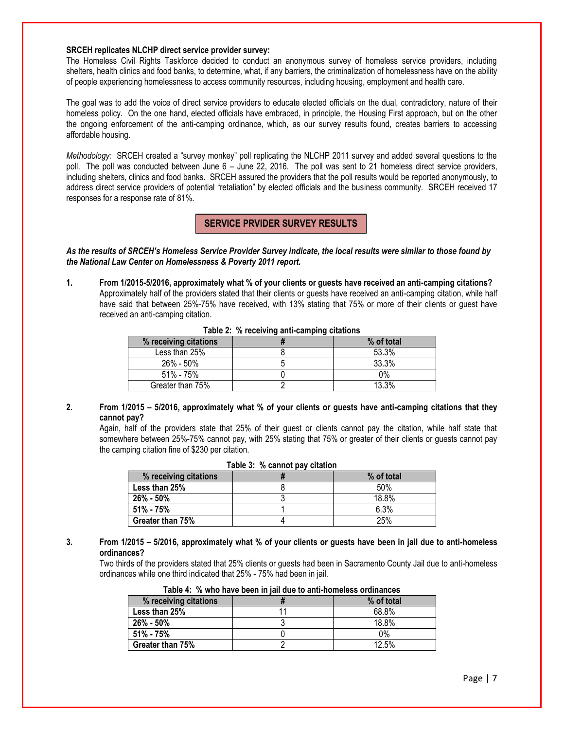**SRCEH replicates NLCHP direct service provider survey:**

The Homeless Civil Rights Taskforce decided to conduct an anonymous survey of homeless service providers, including shelters, health clinics and food banks, to determine, what, if any barriers, the criminalization of homelessness have on the ability of people experiencing homelessness to access community resources, including housing, employment and health care.

The goal was to add the voice of direct service providers to educate elected officials on the dual, contradictory, nature of their homeless policy. On the one hand, elected officials have embraced, in principle, the Housing First approach, but on the other the ongoing enforcement of the anti-camping ordinance, which, as our survey results found, creates barriers to accessing affordable housing.

*Methodology:* SRCEH created a "survey monkey" poll replicating the NLCHP 2011 survey and added several questions to the poll. The poll was conducted between June 6 – June 22, 2016. The poll was sent to 21 homeless direct service providers, including shelters, clinics and food banks. SRCEH assured the providers that the poll results would be reported anonymously, to address direct service providers of potential "retaliation" by elected officials and the business community. SRCEH received 17 responses for a response rate of 81%.

## SERVICE PRVIDER SURVEY RESULTS

***As the results of SRCEH's Homeless Service Provider Survey indicate, the local results were similar to those found by the National Law Center on Homelessness & Poverty 2011 report.***

1. **From 1/2015-5/2016, approximately what % of your clients or guests have received an anti-camping citations?** Approximately half of the providers stated that their clients or guests have received an anti-camping citation, while half have said that between 25%-75% have received, with 13% stating that 75% or more of their clients or guest have received an anti-camping citation.

**Table 2: % receiving anti-camping citations**

| % receiving citations | # | % of total |
|---|---|---|
| Less than 25% | 8 | 53.3% |
| 26% - 50% | 5 | 33.3% |
| 51% - 75% | 0 | 0% |
| Greater than 75% | 2 | 13.3% |

2. **From 1/2015 – 5/2016, approximately what % of your clients or guests have anti-camping citations that they cannot pay?**

   Again, half of the providers state that 25% of their guest or clients cannot pay the citation, while half state that somewhere between 25%-75% cannot pay, with 25% stating that 75% or greater of their clients or guests cannot pay the camping citation fine of $230 per citation.

**Table 3: % cannot pay citation**

| % receiving citations | # | % of total |
|---|---|---|
| **Less than 25%** | 8 | 50% |
| **26% - 50%** | 3 | 18.8% |
| **51% - 75%** | 1 | 6.3% |
| **Greater than 75%** | 4 | 25% |

3. **From 1/2015 – 5/2016, approximately what % of your clients or guests have been in jail due to anti-homeless ordinances?**

   Two thirds of the providers stated that 25% clients or guests had been in Sacramento County Jail due to anti-homeless ordinances while one third indicated that 25% - 75% had been in jail.

**Table 4: % who have been in jail due to anti-homeless ordinances**

| % receiving citations | # | % of total |
|---|---|---|
| **Less than 25%** | 11 | 68.8% |
| **26% - 50%** | 3 | 18.8% |
| **51% - 75%** | 0 | 0% |
| **Greater than 75%** | 2 | 12.5% |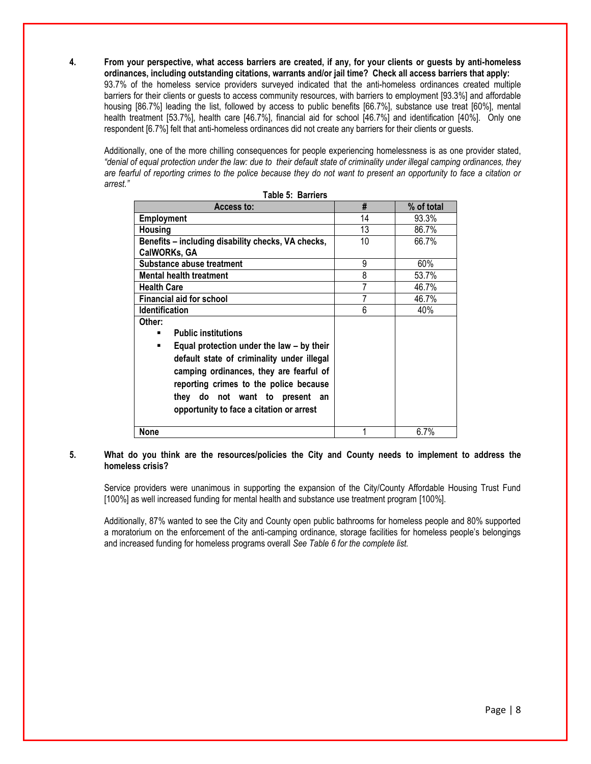**4. From your perspective, what access barriers are created, if any, for your clients or guests by anti-homeless ordinances, including outstanding citations, warrants and/or jail time? Check all access barriers that apply:**

93.7% of the homeless service providers surveyed indicated that the anti-homeless ordinances created multiple barriers for their clients or guests to access community resources, with barriers to employment [93.3%] and affordable housing [86.7%] leading the list, followed by access to public benefits [66.7%], substance use treat [60%], mental health treatment [53.7%], health care [46.7%], financial aid for school [46.7%] and identification [40%]. Only one respondent [6.7%] felt that anti-homeless ordinances did not create any barriers for their clients or guests.

Additionally, one of the more chilling consequences for people experiencing homelessness is as one provider stated, *"denial of equal protection under the law: due to their default state of criminality under illegal camping ordinances, they are fearful of reporting crimes to the police because they do not want to present an opportunity to face a citation or arrest."*

**Table 5: Barriers**

| Access to: | # | % of total |
|---|---|---|
| **Employment** | 14 | 93.3% |
| **Housing** | 13 | 86.7% |
| **Benefits – including disability checks, VA checks, CalWORKs, GA** | 10 | 66.7% |
| **Substance abuse treatment** | 9 | 60% |
| **Mental health treatment** | 8 | 53.7% |
| **Health Care** | 7 | 46.7% |
| **Financial aid for school** | 7 | 46.7% |
| **Identification** | 6 | 40% |
| **Other:** <br> ▪ **Public institutions** <br> ▪ **Equal protection under the law – by their default state of criminality under illegal camping ordinances, they are fearful of reporting crimes to the police because they do not want to present an opportunity to face a citation or arrest** | | |
| **None** | 1 | 6.7% |

**5. What do you think are the resources/policies the City and County needs to implement to address the homeless crisis?**

Service providers were unanimous in supporting the expansion of the City/County Affordable Housing Trust Fund [100%] as well increased funding for mental health and substance use treatment program [100%].

Additionally, 87% wanted to see the City and County open public bathrooms for homeless people and 80% supported a moratorium on the enforcement of the anti-camping ordinance, storage facilities for homeless people's belongings and increased funding for homeless programs overall *See Table 6 for the complete list.*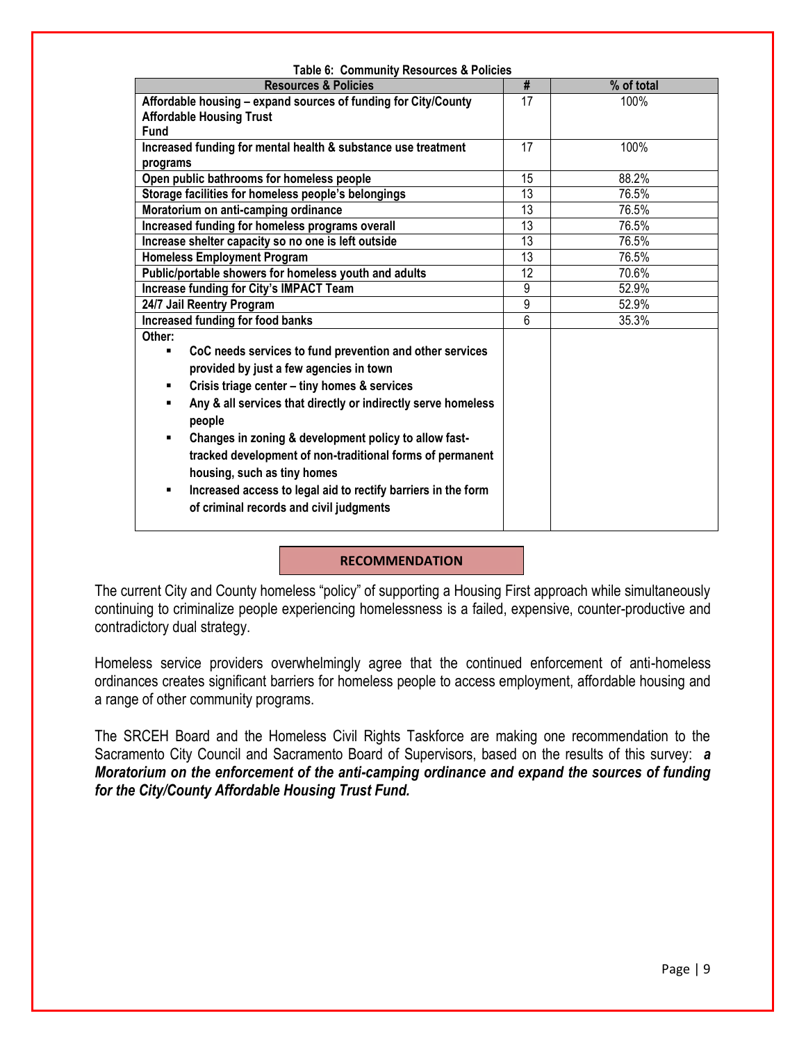**Table 6: Community Resources & Policies**

| Resources & Policies | # | % of total |
|---|---|---|
| **Affordable housing – expand sources of funding for City/County Affordable Housing Trust Fund** | 17 | 100% |
| **Increased funding for mental health & substance use treatment programs** | 17 | 100% |
| **Open public bathrooms for homeless people** | 15 | 88.2% |
| **Storage facilities for homeless people's belongings** | 13 | 76.5% |
| **Moratorium on anti-camping ordinance** | 13 | 76.5% |
| **Increased funding for homeless programs overall** | 13 | 76.5% |
| **Increase shelter capacity so no one is left outside** | 13 | 76.5% |
| **Homeless Employment Program** | 13 | 76.5% |
| **Public/portable showers for homeless youth and adults** | 12 | 70.6% |
| **Increase funding for City's IMPACT Team** | 9 | 52.9% |
| **24/7 Jail Reentry Program** | 9 | 52.9% |
| **Increased funding for food banks** | 6 | 35.3% |
| **Other:** <br>▪ **CoC needs services to fund prevention and other services provided by just a few agencies in town** <br>▪ **Crisis triage center – tiny homes & services** <br>▪ **Any & all services that directly or indirectly serve homeless people** <br>▪ **Changes in zoning & development policy to allow fast-tracked development of non-traditional forms of permanent housing, such as tiny homes** <br>▪ **Increased access to legal aid to rectify barriers in the form of criminal records and civil judgments** | | |

## RECOMMENDATION

The current City and County homeless "policy" of supporting a Housing First approach while simultaneously continuing to criminalize people experiencing homelessness is a failed, expensive, counter-productive and contradictory dual strategy.

Homeless service providers overwhelmingly agree that the continued enforcement of anti-homeless ordinances creates significant barriers for homeless people to access employment, affordable housing and a range of other community programs.

The SRCEH Board and the Homeless Civil Rights Taskforce are making one recommendation to the Sacramento City Council and Sacramento Board of Supervisors, based on the results of this survey: ***a Moratorium on the enforcement of the anti-camping ordinance and expand the sources of funding for the City/County Affordable Housing Trust Fund.***